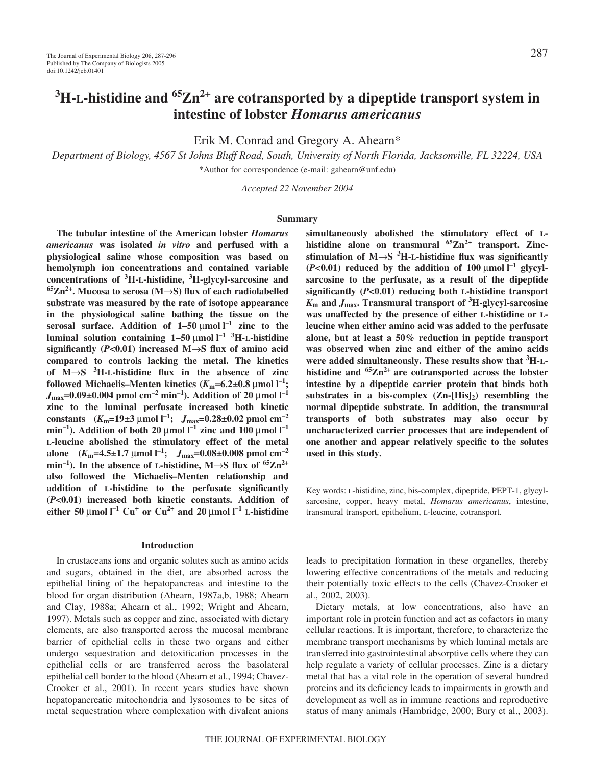# $^3$H-L-histidine and $^{65}Zn^{2+}$ are cotransported by a dipeptide transport system in intestine of lobster *Homarus americanus*

Erik M. Conrad and Gregory A. Ahearn*

*Department of Biology, 4567 St Johns Bluff Road, South, University of North Florida, Jacksonville, FL 32224, USA*

*Author for correspondence (e-mail: gahearn@unf.edu)

*Accepted 22 November 2004*

## Summary

**The tubular intestine of the American lobster *Homarus americanus* was isolated *in vitro* and perfused with a physiological saline whose composition was based on hemolymph ion concentrations and contained variable concentrations of $^3$H-L-histidine, $^3$H-glycyl-sarcosine and $^{65}Zn^{2+}$. Mucosa to serosa (M→S) flux of each radiolabelled substrate was measured by the rate of isotope appearance in the physiological saline bathing the tissue on the serosal surface. Addition of 1–50 μmol l$^{-1}$ zinc to the luminal solution containing 1–50 μmol l$^{-1}$ $^3$H-L-histidine significantly ($P<0.01$) increased M→S flux of amino acid compared to controls lacking the metal. The kinetics of M→S $^3$H-L-histidine flux in the absence of zinc followed Michaelis–Menten kinetics ($K_m$=6.2±0.8 μmol l$^{-1}$; $J_{max}$=0.09±0.004 pmol cm$^{-2}$ min$^{-1}$). Addition of 20 μmol l$^{-1}$ zinc to the luminal perfusate increased both kinetic constants ($K_m$=19±3 μmol l$^{-1}$; $J_{max}$=0.28±0.02 pmol cm$^{-2}$ min$^{-1}$). Addition of both 20 μmol l$^{-1}$ zinc and 100 μmol l$^{-1}$ L-leucine abolished the stimulatory effect of the metal alone ($K_m$=4.5±1.7 μmol l$^{-1}$; $J_{max}$=0.08±0.008 pmol cm$^{-2}$ min$^{-1}$). In the absence of L-histidine, M→S flux of $^{65}Zn^{2+}$ also followed the Michaelis–Menten relationship and addition of L-histidine to the perfusate significantly ($P<0.01$) increased both kinetic constants. Addition of either 50 μmol l$^{-1}$ $Cu^+$ or $Cu^{2+}$ and 20 μmol l$^{-1}$ L-histidine simultaneously abolished the stimulatory effect of L-histidine alone on transmural $^{65}Zn^{2+}$ transport. Zinc-stimulation of M→S $^3$H-L-histidine flux was significantly ($P<0.01$) reduced by the addition of 100 μmol l$^{-1}$ glycyl-sarcosine to the perfusate, as a result of the dipeptide significantly ($P<0.01$) reducing both L-histidine transport $K_m$ and $J_{max}$. Transmural transport of $^3$H-glycyl-sarcosine was unaffected by the presence of either L-histidine or L-leucine when either amino acid was added to the perfusate alone, but at least a 50% reduction in peptide transport was observed when zinc and either of the amino acids were added simultaneously. These results show that $^3$H-L-histidine and $^{65}Zn^{2+}$ are cotransported across the lobster intestine by a dipeptide carrier protein that binds both substrates in a bis-complex (Zn-[His]$_2$) resembling the normal dipeptide substrate. In addition, the transmural transports of both substrates may also occur by uncharacterized carrier processes that are independent of one another and appear relatively specific to the solutes used in this study.**

Key words: L-histidine, zinc, bis-complex, dipeptide, PEPT-1, glycyl-sarcosine, copper, heavy metal, *Homarus americanus*, intestine, transmural transport, epithelium, L-leucine, cotransport.

## Introduction

In crustaceans ions and organic solutes such as amino acids and sugars, obtained in the diet, are absorbed across the epithelial lining of the hepatopancreas and intestine to the blood for organ distribution (Ahearn, 1987a,b, 1988; Ahearn and Clay, 1988a; Ahearn et al., 1992; Wright and Ahearn, 1997). Metals such as copper and zinc, associated with dietary elements, are also transported across the mucosal membrane barrier of epithelial cells in these two organs and either undergo sequestration and detoxification processes in the epithelial cells or are transferred across the basolateral epithelial cell border to the blood (Ahearn et al., 1994; Chavez-Crooker et al., 2001). In recent years studies have shown hepatopancreatic mitochondria and lysosomes to be sites of metal sequestration where complexation with divalent anions leads to precipitation formation in these organelles, thereby lowering effective concentrations of the metals and reducing their potentially toxic effects to the cells (Chavez-Crooker et al., 2002, 2003).

Dietary metals, at low concentrations, also have an important role in protein function and act as cofactors in many cellular reactions. It is important, therefore, to characterize the membrane transport mechanisms by which luminal metals are transferred into gastrointestinal absorptive cells where they can help regulate a variety of cellular processes. Zinc is a dietary metal that has a vital role in the operation of several hundred proteins and its deficiency leads to impairments in growth and development as well as in immune reactions and reproductive status of many animals (Hambridge, 2000; Bury et al., 2003).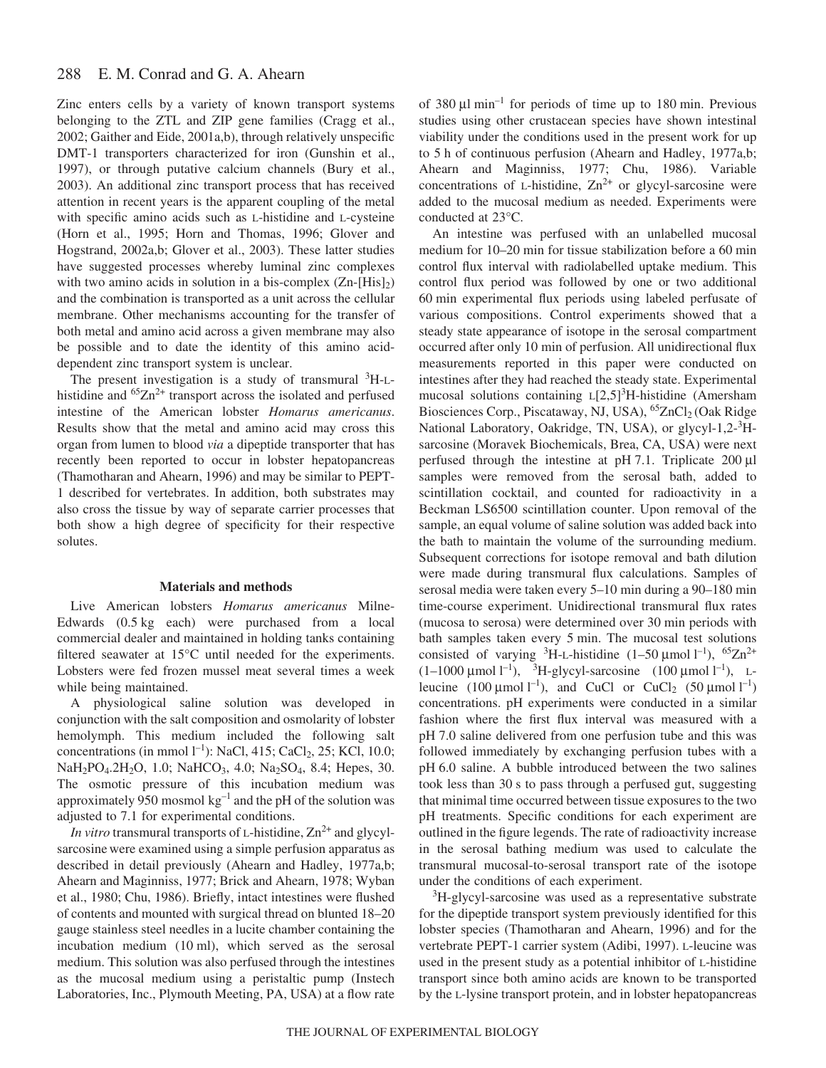Zinc enters cells by a variety of known transport systems belonging to the ZTL and ZIP gene families (Cragg et al., 2002; Gaither and Eide, 2001a,b), through relatively unspecific DMT-1 transporters characterized for iron (Gunshin et al., 1997), or through putative calcium channels (Bury et al., 2003). An additional zinc transport process that has received attention in recent years is the apparent coupling of the metal with specific amino acids such as L-histidine and L-cysteine (Horn et al., 1995; Horn and Thomas, 1996; Glover and Hogstrand, 2002a,b; Glover et al., 2003). These latter studies have suggested processes whereby luminal zinc complexes with two amino acids in solution in a bis-complex (Zn-[His]$_2$) and the combination is transported as a unit across the cellular membrane. Other mechanisms accounting for the transfer of both metal and amino acid across a given membrane may also be possible and to date the identity of this amino acid-dependent zinc transport system is unclear.

The present investigation is a study of transmural $^3$H-L-histidine and $^{65}Zn^{2+}$ transport across the isolated and perfused intestine of the American lobster *Homarus americanus*. Results show that the metal and amino acid may cross this organ from lumen to blood *via* a dipeptide transporter that has recently been reported to occur in lobster hepatopancreas (Thamotharan and Ahearn, 1996) and may be similar to PEPT-1 described for vertebrates. In addition, both substrates may also cross the tissue by way of separate carrier processes that both show a high degree of specificity for their respective solutes.

## Materials and methods

Live American lobsters *Homarus americanus* Milne-Edwards (0.5 kg each) were purchased from a local commercial dealer and maintained in holding tanks containing filtered seawater at 15°C until needed for the experiments. Lobsters were fed frozen mussel meat several times a week while being maintained.

A physiological saline solution was developed in conjunction with the salt composition and osmolarity of lobster hemolymph. This medium included the following salt concentrations (in mmol $l^{-1}$): NaCl, 415; $CaCl_2$, 25; KCl, 10.0; $NaH_2PO_4.2H_2O$, 1.0; $NaHCO_3$, 4.0; $Na_2SO_4$, 8.4; Hepes, 30. The osmotic pressure of this incubation medium was approximately 950 mosmol $kg^{-1}$ and the pH of the solution was adjusted to 7.1 for experimental conditions.

*In vitro* transmural transports of L-histidine, $Zn^{2+}$ and glycyl-sarcosine were examined using a simple perfusion apparatus as described in detail previously (Ahearn and Hadley, 1977a,b; Ahearn and Maginniss, 1977; Brick and Ahearn, 1978; Wyban et al., 1980; Chu, 1986). Briefly, intact intestines were flushed of contents and mounted with surgical thread on blunted 18–20 gauge stainless steel needles in a lucite chamber containing the incubation medium (10 ml), which served as the serosal medium. This solution was also perfused through the intestines as the mucosal medium using a peristaltic pump (Instech Laboratories, Inc., Plymouth Meeting, PA, USA) at a flow rate of 380 µl $min^{-1}$ for periods of time up to 180 min. Previous studies using other crustacean species have shown intestinal viability under the conditions used in the present work for up to 5 h of continuous perfusion (Ahearn and Hadley, 1977a,b; Ahearn and Maginniss, 1977; Chu, 1986). Variable concentrations of L-histidine, $Zn^{2+}$ or glycyl-sarcosine were added to the mucosal medium as needed. Experiments were conducted at 23°C.

An intestine was perfused with an unlabelled mucosal medium for 10–20 min for tissue stabilization before a 60 min control flux interval with radiolabelled uptake medium. This control flux period was followed by one or two additional 60 min experimental flux periods using labeled perfusate of various compositions. Control experiments showed that a steady state appearance of isotope in the serosal compartment occurred after only 10 min of perfusion. All unidirectional flux measurements reported in this paper were conducted on intestines after they had reached the steady state. Experimental mucosal solutions containing L[2,5]$^3$H-histidine (Amersham Biosciences Corp., Piscataway, NJ, USA), $^{65}ZnCl_2$ (Oak Ridge National Laboratory, Oakridge, TN, USA), or glycyl-1,2-$^3$H-sarcosine (Moravek Biochemicals, Brea, CA, USA) were next perfused through the intestine at pH 7.1. Triplicate 200 µl samples were removed from the serosal bath, added to scintillation cocktail, and counted for radioactivity in a Beckman LS6500 scintillation counter. Upon removal of the sample, an equal volume of saline solution was added back into the bath to maintain the volume of the surrounding medium. Subsequent corrections for isotope removal and bath dilution were made during transmural flux calculations. Samples of serosal media were taken every 5–10 min during a 90–180 min time-course experiment. Unidirectional transmural flux rates (mucosa to serosa) were determined over 30 min periods with bath samples taken every 5 min. The mucosal test solutions consisted of varying $^3$H-L-histidine (1–50 µmol $l^{-1}$), $^{65}Zn^{2+}$ (1–1000 µmol $l^{-1}$), $^3$H-glycyl-sarcosine (100 µmol $l^{-1}$), L-leucine (100 µmol $l^{-1}$), and CuCl or $CuCl_2$ (50 µmol $l^{-1}$) concentrations. pH experiments were conducted in a similar fashion where the first flux interval was measured with a pH 7.0 saline delivered from one perfusion tube and this was followed immediately by exchanging perfusion tubes with a pH 6.0 saline. A bubble introduced between the two salines took less than 30 s to pass through a perfused gut, suggesting that minimal time occurred between tissue exposures to the two pH treatments. Specific conditions for each experiment are outlined in the figure legends. The rate of radioactivity increase in the serosal bathing medium was used to calculate the transmural mucosal-to-serosal transport rate of the isotope under the conditions of each experiment.

$^3$H-glycyl-sarcosine was used as a representative substrate for the dipeptide transport system previously identified for this lobster species (Thamotharan and Ahearn, 1996) and for the vertebrate PEPT-1 carrier system (Adibi, 1997). L-leucine was used in the present study as a potential inhibitor of L-histidine transport since both amino acids are known to be transported by the L-lysine transport protein, and in lobster hepatopancreas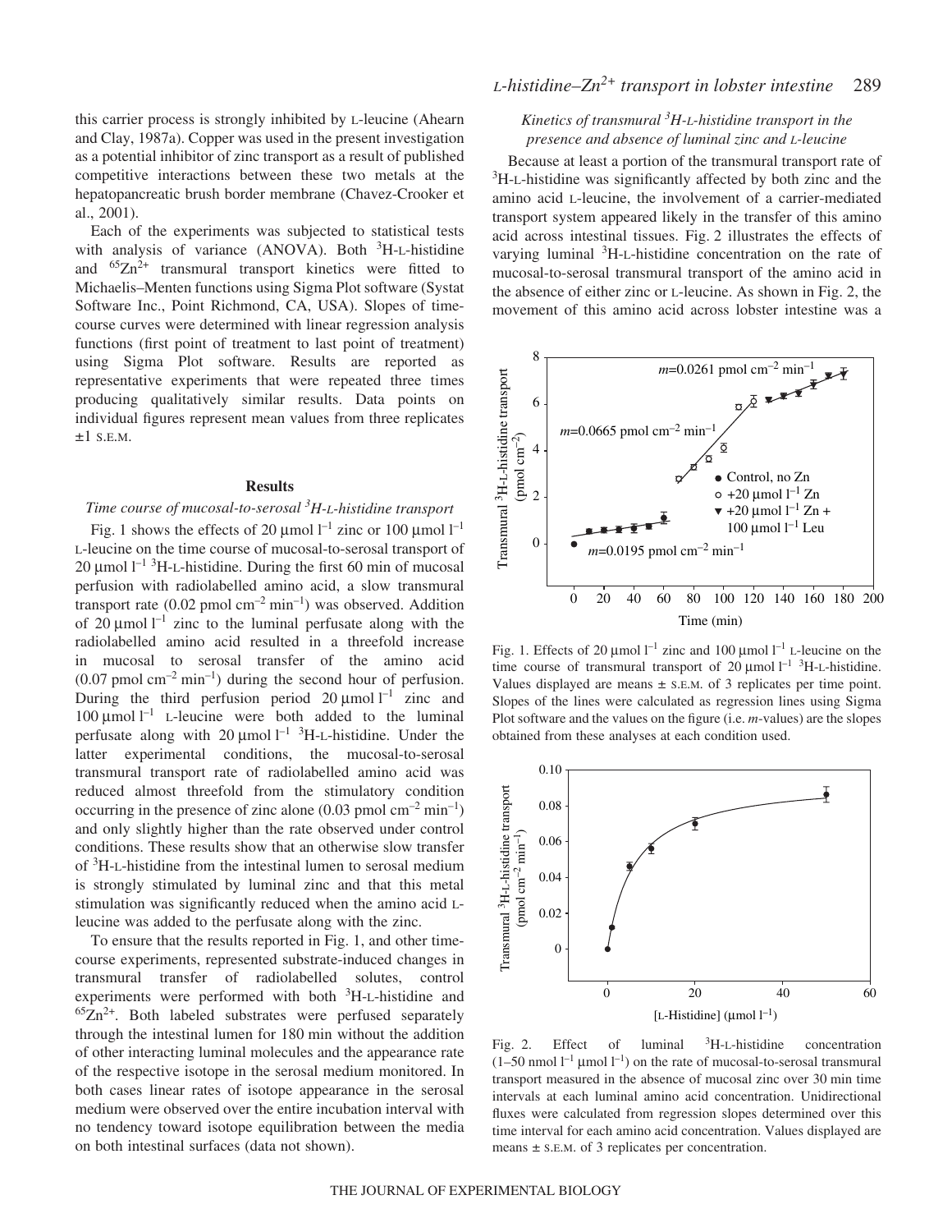this carrier process is strongly inhibited by L-leucine (Ahearn and Clay, 1987a). Copper was used in the present investigation as a potential inhibitor of zinc transport as a result of published competitive interactions between these two metals at the hepatopancreatic brush border membrane (Chavez-Crooker et al., 2001).

Each of the experiments was subjected to statistical tests with analysis of variance (ANOVA). Both $^3$H-L-histidine and $^{65}Zn^{2+}$ transmural transport kinetics were fitted to Michaelis–Menten functions using Sigma Plot software (Systat Software Inc., Point Richmond, CA, USA). Slopes of time-course curves were determined with linear regression analysis functions (first point of treatment to last point of treatment) using Sigma Plot software. Results are reported as representative experiments that were repeated three times producing qualitatively similar results. Data points on individual figures represent mean values from three replicates ±1 S.E.M.

## Results

### *Time course of mucosal-to-serosal $^3$H-L-histidine transport*

Fig. 1 shows the effects of 20 μmol $l^{-1}$ zinc or 100 μmol $l^{-1}$ L-leucine on the time course of mucosal-to-serosal transport of 20 μmol $l^{-1}$ $^3$H-L-histidine. During the first 60 min of mucosal perfusion with radiolabelled amino acid, a slow transmural transport rate (0.02 pmol $cm^{-2}$ $min^{-1}$) was observed. Addition of 20 μmol $l^{-1}$ zinc to the luminal perfusate along with the radiolabelled amino acid resulted in a threefold increase in mucosal to serosal transfer of the amino acid (0.07 pmol $cm^{-2}$ $min^{-1}$) during the second hour of perfusion. During the third perfusion period 20 μmol $l^{-1}$ zinc and 100 μmol $l^{-1}$ L-leucine were both added to the luminal perfusate along with 20 μmol $l^{-1}$ $^3$H-L-histidine. Under the latter experimental conditions, the mucosal-to-serosal transmural transport rate of radiolabelled amino acid was reduced almost threefold from the stimulatory condition occurring in the presence of zinc alone (0.03 pmol $cm^{-2}$ $min^{-1}$) and only slightly higher than the rate observed under control conditions. These results show that an otherwise slow transfer of $^3$H-L-histidine from the intestinal lumen to serosal medium is strongly stimulated by luminal zinc and that this metal stimulation was significantly reduced when the amino acid L-leucine was added to the perfusate along with the zinc.

To ensure that the results reported in Fig. 1, and other time-course experiments, represented substrate-induced changes in transmural transfer of radiolabelled solutes, control experiments were performed with both $^3$H-L-histidine and $^{65}Zn^{2+}$. Both labeled substrates were perfused separately through the intestinal lumen for 180 min without the addition of other interacting luminal molecules and the appearance rate of the respective isotope in the serosal medium monitored. In both cases linear rates of isotope appearance in the serosal medium were observed over the entire incubation interval with no tendency toward isotope equilibration between the media on both intestinal surfaces (data not shown).

### *Kinetics of transmural $^3$H-L-histidine transport in the presence and absence of luminal zinc and L-leucine*

Because at least a portion of the transmural transport rate of $^3$H-L-histidine was significantly affected by both zinc and the amino acid L-leucine, the involvement of a carrier-mediated transport system appeared likely in the transfer of this amino acid across intestinal tissues. Fig. 2 illustrates the effects of varying luminal $^3$H-L-histidine concentration on the rate of mucosal-to-serosal transmural transport of the amino acid in the absence of either zinc or L-leucine. As shown in Fig. 2, the movement of this amino acid across lobster intestine was a

Fig. 1. Effects of 20 μmol $l^{-1}$ zinc and 100 μmol $l^{-1}$ L-leucine on the time course of transmural transport of 20 μmol $l^{-1}$ $^3$H-L-histidine. Values displayed are means ± S.E.M. of 3 replicates per time point. Slopes of the lines were calculated as regression lines using Sigma Plot software and the values on the figure (i.e. *m*-values) are the slopes obtained from these analyses at each condition used.

Fig. 2. Effect of luminal $^3$H-L-histidine concentration (1–50 nmol $l^{-1}$ μmol $l^{-1}$) on the rate of mucosal-to-serosal transmural transport measured in the absence of mucosal zinc over 30 min time intervals at each luminal amino acid concentration. Unidirectional fluxes were calculated from regression slopes determined over this time interval for each amino acid concentration. Values displayed are means ± S.E.M. of 3 replicates per concentration.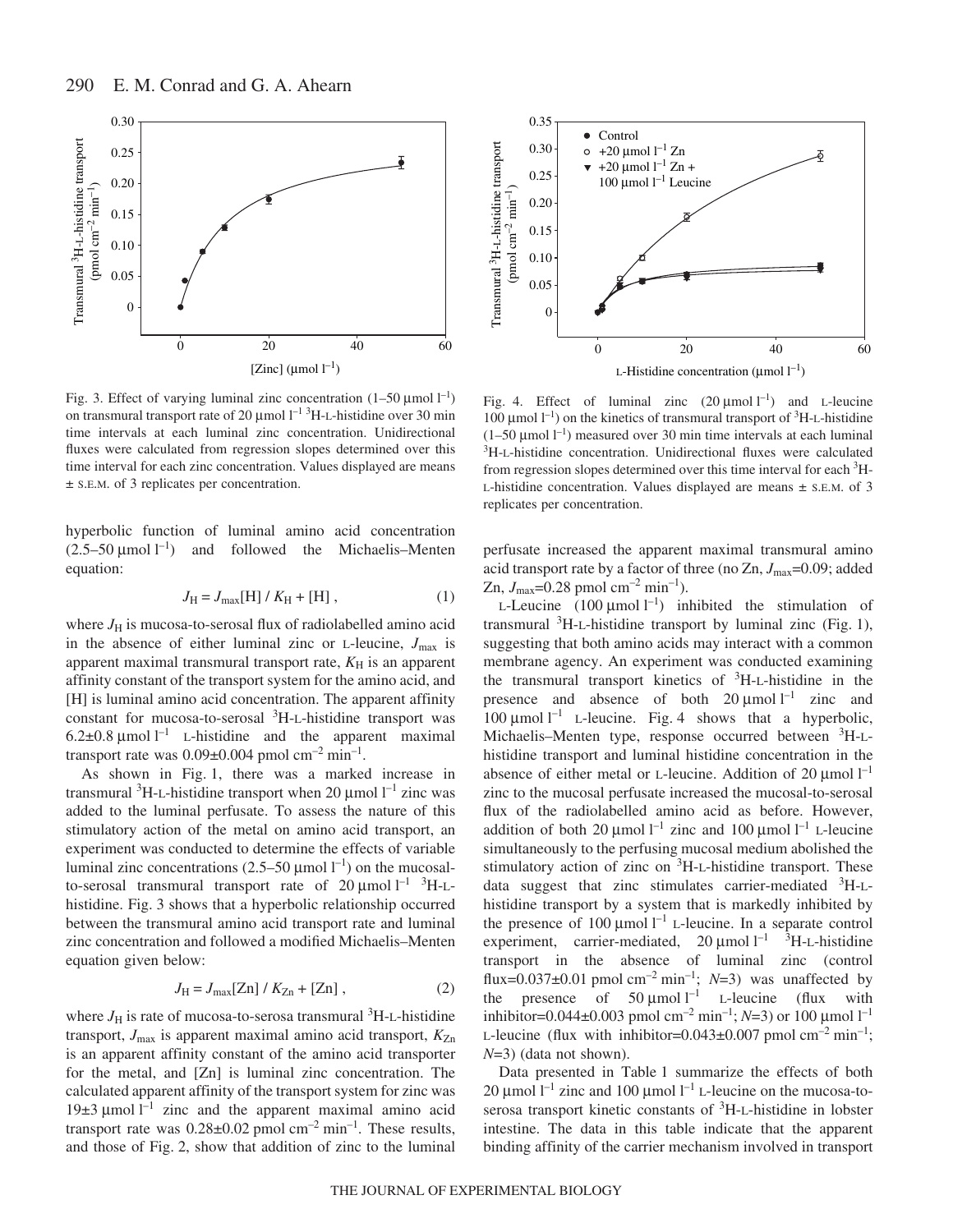Fig. 3. Effect of varying luminal zinc concentration (1–50 μmol $l^{-1}$) on transmural transport rate of 20 μmol $l^{-1}$ $^3$H-L-histidine over 30 min time intervals at each luminal zinc concentration. Unidirectional fluxes were calculated from regression slopes determined over this time interval for each zinc concentration. Values displayed are means ± S.E.M. of 3 replicates per concentration.

Fig. 4. Effect of luminal zinc (20 μmol $l^{-1}$) and L-leucine 100 μmol $l^{-1}$) on the kinetics of transmural transport of $^3$H-L-histidine (1–50 μmol $l^{-1}$) measured over 30 min time intervals at each luminal $^3$H-L-histidine concentration. Unidirectional fluxes were calculated from regression slopes determined over this time interval for each $^3$H-L-histidine concentration. Values displayed are means ± S.E.M. of 3 replicates per concentration.

hyperbolic function of luminal amino acid concentration (2.5–50 μmol $l^{-1}$) and followed the Michaelis–Menten equation:

$$J_H = J_{max}[H] / K_H + [H] , \qquad (1)$$

where $J_H$ is mucosa-to-serosal flux of radiolabelled amino acid in the absence of either luminal zinc or L-leucine, $J_{max}$ is apparent maximal transmural transport rate, $K_H$ is an apparent affinity constant of the transport system for the amino acid, and [H] is luminal amino acid concentration. The apparent affinity constant for mucosa-to-serosal $^3$H-L-histidine transport was 6.2±0.8 μmol $l^{-1}$ L-histidine and the apparent maximal transport rate was 0.09±0.004 pmol cm$^{-2}$ min$^{-1}$.

As shown in Fig. 1, there was a marked increase in transmural $^3$H-L-histidine transport when 20 μmol $l^{-1}$ zinc was added to the luminal perfusate. To assess the nature of this stimulatory action of the metal on amino acid transport, an experiment was conducted to determine the effects of variable luminal zinc concentrations (2.5–50 μmol $l^{-1}$) on the mucosal-to-serosal transmural transport rate of 20 μmol $l^{-1}$ $^3$H-L-histidine. Fig. 3 shows that a hyperbolic relationship occurred between the transmural amino acid transport rate and luminal zinc concentration and followed a modified Michaelis–Menten equation given below:

$$J_H = J_{max}[Zn] / K_{Zn} + [Zn] , \qquad (2)$$

where $J_H$ is rate of mucosa-to-serosa transmural $^3$H-L-histidine transport, $J_{max}$ is apparent maximal amino acid transport, $K_{Zn}$ is an apparent affinity constant of the amino acid transporter for the metal, and [Zn] is luminal zinc concentration. The calculated apparent affinity of the transport system for zinc was 19±3 μmol $l^{-1}$ zinc and the apparent maximal amino acid transport rate was 0.28±0.02 pmol cm$^{-2}$ min$^{-1}$. These results, and those of Fig. 2, show that addition of zinc to the luminal perfusate increased the apparent maximal transmural amino acid transport rate by a factor of three (no Zn, $J_{max}$=0.09; added Zn, $J_{max}$=0.28 pmol cm$^{-2}$ min$^{-1}$).

L-Leucine (100 μmol $l^{-1}$) inhibited the stimulation of transmural $^3$H-L-histidine transport by luminal zinc (Fig. 1), suggesting that both amino acids may interact with a common membrane agency. An experiment was conducted examining the transmural transport kinetics of $^3$H-L-histidine in the presence and absence of both 20 μmol $l^{-1}$ zinc and 100 μmol $l^{-1}$ L-leucine. Fig. 4 shows that a hyperbolic, Michaelis–Menten type, response occurred between $^3$H-L-histidine transport and luminal histidine concentration in the absence of either metal or L-leucine. Addition of 20 μmol $l^{-1}$ zinc to the mucosal perfusate increased the mucosal-to-serosal flux of the radiolabelled amino acid as before. However, addition of both 20 μmol $l^{-1}$ zinc and 100 μmol $l^{-1}$ L-leucine simultaneously to the perfusing mucosal medium abolished the stimulatory action of zinc on $^3$H-L-histidine transport. These data suggest that zinc stimulates carrier-mediated $^3$H-L-histidine transport by a system that is markedly inhibited by the presence of 100 μmol $l^{-1}$ L-leucine. In a separate control experiment, carrier-mediated, 20 μmol $l^{-1}$ $^3$H-L-histidine transport in the absence of luminal zinc (control flux=0.037±0.01 pmol cm$^{-2}$ min$^{-1}$; $N$=3) was unaffected by the presence of 50 μmol $l^{-1}$ L-leucine (flux with inhibitor=0.044±0.003 pmol cm$^{-2}$ min$^{-1}$; $N$=3) or 100 μmol $l^{-1}$ L-leucine (flux with inhibitor=0.043±0.007 pmol cm$^{-2}$ min$^{-1}$; $N$=3) (data not shown).

Data presented in Table 1 summarize the effects of both 20 μmol $l^{-1}$ zinc and 100 μmol $l^{-1}$ L-leucine on the mucosa-to-serosa transport kinetic constants of $^3$H-L-histidine in lobster intestine. The data in this table indicate that the apparent binding affinity of the carrier mechanism involved in transport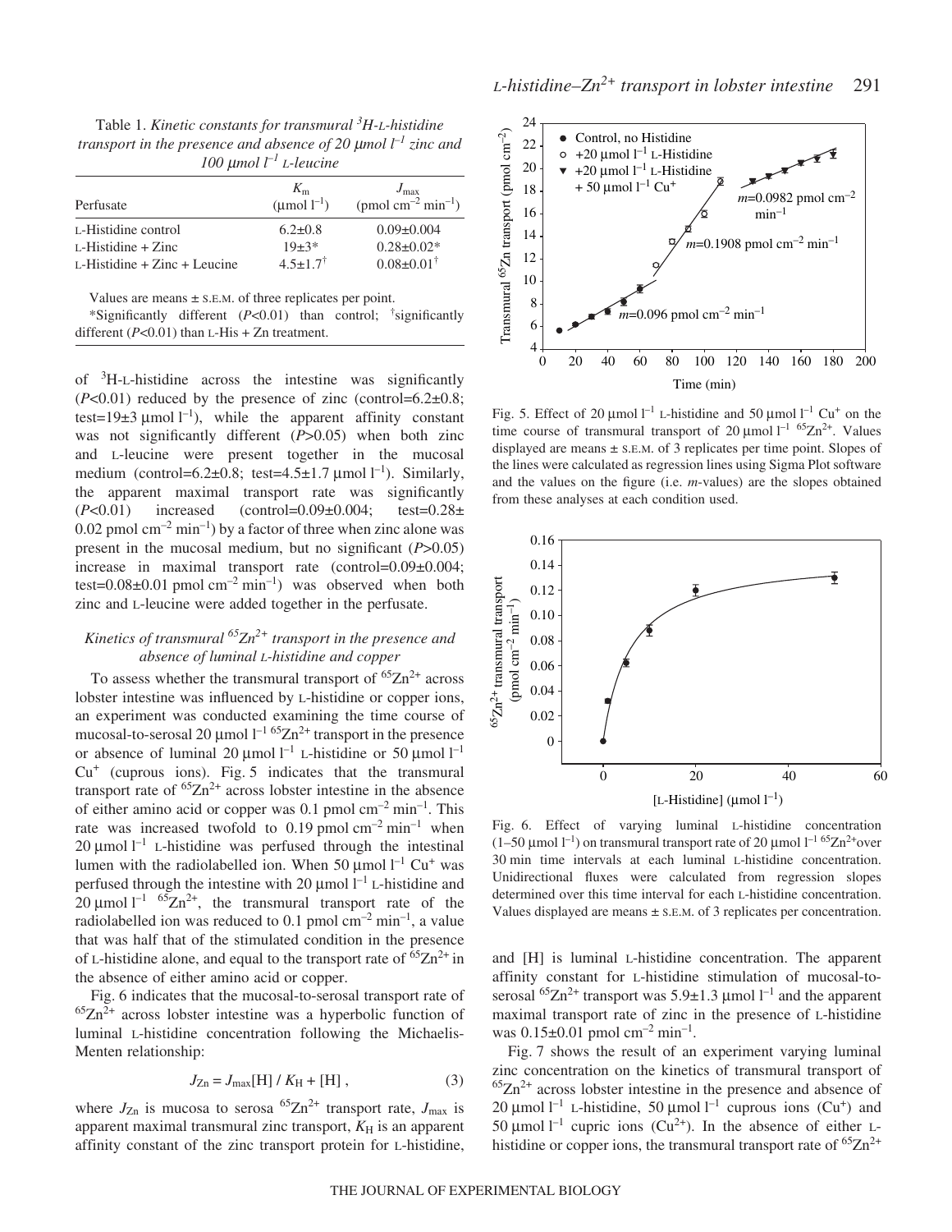Table 1. *Kinetic constants for transmural $^{3}$H-L-histidine transport in the presence and absence of 20 μmol l$^{-1}$ zinc and 100 μmol l$^{-1}$ L-leucine*

| Perfusate | $K_m$ (μmol l$^{-1}$) | $J_{max}$ (pmol cm$^{-2}$ min$^{-1}$) |
|---|---|---|
| L-Histidine control | 6.2±0.8 | 0.09±0.004 |
| L-Histidine + Zinc | 19±3* | 0.28±0.02* |
| L-Histidine + Zinc + Leucine | 4.5±1.7$^{\dagger}$ | 0.08±0.01$^{\dagger}$ |

Values are means ± S.E.M. of three replicates per point.

*Significantly different ($P$<0.01) than control; $^{\dagger}$significantly different ($P$<0.01) than L-His + Zn treatment.

of $^{3}$H-L-histidine across the intestine was significantly ($P$<0.01) reduced by the presence of zinc (control=6.2±0.8; test=19±3 μmol l$^{-1}$), while the apparent affinity constant was not significantly different ($P$>0.05) when both zinc and L-leucine were present together in the mucosal medium (control=6.2±0.8; test=4.5±1.7 μmol l$^{-1}$). Similarly, the apparent maximal transport rate was significantly ($P$<0.01) increased (control=0.09±0.004; test=0.28± 0.02 pmol cm$^{-2}$ min$^{-1}$) by a factor of three when zinc alone was present in the mucosal medium, but no significant ($P$>0.05) increase in maximal transport rate (control=0.09±0.004; test=0.08±0.01 pmol cm$^{-2}$ min$^{-1}$) was observed when both zinc and L-leucine were added together in the perfusate.

### *Kinetics of transmural $^{65}Zn^{2+}$ transport in the presence and absence of luminal L-histidine and copper*

To assess whether the transmural transport of $^{65}Zn^{2+}$ across lobster intestine was influenced by L-histidine or copper ions, an experiment was conducted examining the time course of mucosal-to-serosal 20 μmol l$^{-1}$ $^{65}Zn^{2+}$ transport in the presence or absence of luminal 20 μmol l$^{-1}$ L-histidine or 50 μmol l$^{-1}$ $Cu^{+}$ (cuprous ions). Fig. 5 indicates that the transmural transport rate of $^{65}Zn^{2+}$ across lobster intestine in the absence of either amino acid or copper was 0.1 pmol cm$^{-2}$ min$^{-1}$. This rate was increased twofold to 0.19 pmol cm$^{-2}$ min$^{-1}$ when 20 μmol l$^{-1}$ L-histidine was perfused through the intestinal lumen with the radiolabelled ion. When 50 μmol l$^{-1}$ $Cu^{+}$ was perfused through the intestine with 20 μmol l$^{-1}$ L-histidine and 20 μmol l$^{-1}$ $^{65}Zn^{2+}$, the transmural transport rate of the radiolabelled ion was reduced to 0.1 pmol cm$^{-2}$ min$^{-1}$, a value that was half that of the stimulated condition in the presence of L-histidine alone, and equal to the transport rate of $^{65}Zn^{2+}$ in the absence of either amino acid or copper.

Fig. 6 indicates that the mucosal-to-serosal transport rate of $^{65}Zn^{2+}$ across lobster intestine was a hyperbolic function of luminal L-histidine concentration following the Michaelis-Menten relationship:

$$J_{Zn} = J_{max}[H] / K_H + [H] , \quad (3)$$

where $J_{Zn}$ is mucosa to serosa $^{65}Zn^{2+}$ transport rate, $J_{max}$ is apparent maximal transmural zinc transport, $K_H$ is an apparent affinity constant of the zinc transport protein for L-histidine, and [H] is luminal L-histidine concentration. The apparent affinity constant for L-histidine stimulation of mucosal-to-serosal $^{65}Zn^{2+}$ transport was 5.9±1.3 μmol l$^{-1}$ and the apparent maximal transport rate of zinc in the presence of L-histidine was 0.15±0.01 pmol cm$^{-2}$ min$^{-1}$.

Fig. 5. Effect of 20 μmol l$^{-1}$ L-histidine and 50 μmol l$^{-1}$ $Cu^{+}$ on the time course of transmural transport of 20 μmol l$^{-1}$ $^{65}Zn^{2+}$. Values displayed are means ± S.E.M. of 3 replicates per time point. Slopes of the lines were calculated as regression lines using Sigma Plot software and the values on the figure (i.e. $m$-values) are the slopes obtained from these analyses at each condition used.

Fig. 6. Effect of varying luminal L-histidine concentration (1–50 μmol l$^{-1}$) on transmural transport rate of 20 μmol l$^{-1}$ $^{65}Zn^{2+}$ over 30 min time intervals at each luminal L-histidine concentration. Unidirectional fluxes were calculated from regression slopes determined over this time interval for each L-histidine concentration. Values displayed are means ± S.E.M. of 3 replicates per concentration.

Fig. 7 shows the result of an experiment varying luminal zinc concentration on the kinetics of transmural transport of $^{65}Zn^{2+}$ across lobster intestine in the presence and absence of 20 μmol l$^{-1}$ L-histidine, 50 μmol l$^{-1}$ cuprous ions ($Cu^{+}$) and 50 μmol l$^{-1}$ cupric ions ($Cu^{2+}$). In the absence of either L-histidine or copper ions, the transmural transport rate of $^{65}Zn^{2+}$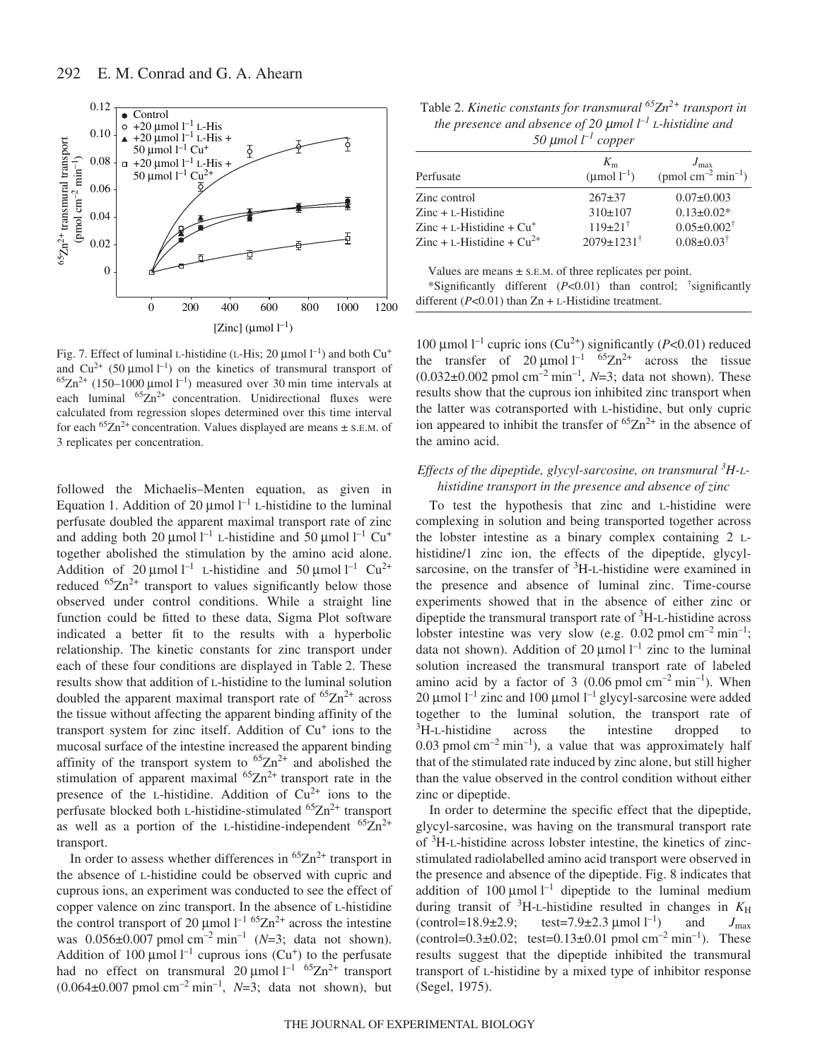Fig. 7. Effect of luminal L-histidine (L-His; 20 μmol $l^{-1}$) and both $Cu^{+}$ and $Cu^{2+}$ (50 μmol $l^{-1}$) on the kinetics of transmural transport of $^{65}Zn^{2+}$ (150–1000 μmol $l^{-1}$) measured over 30 min time intervals at each luminal $^{65}Zn^{2+}$ concentration. Unidirectional fluxes were calculated from regression slopes determined over this time interval for each $^{65}Zn^{2+}$ concentration. Values displayed are means ± S.E.M. of 3 replicates per concentration.

followed the Michaelis–Menten equation, as given in Equation 1. Addition of 20 μmol $l^{-1}$ L-histidine to the luminal perfusate doubled the apparent maximal transport rate of zinc and adding both 20 μmol $l^{-1}$ L-histidine and 50 μmol $l^{-1}$ $Cu^{+}$ together abolished the stimulation by the amino acid alone. Addition of 20 μmol $l^{-1}$ L-histidine and 50 μmol $l^{-1}$ $Cu^{2+}$ reduced $^{65}Zn^{2+}$ transport to values significantly below those observed under control conditions. While a straight line function could be fitted to these data, Sigma Plot software indicated a better fit to the results with a hyperbolic relationship. The kinetic constants for zinc transport under each of these four conditions are displayed in Table 2. These results show that addition of L-histidine to the luminal solution doubled the apparent maximal transport rate of $^{65}Zn^{2+}$ across the tissue without affecting the apparent binding affinity of the transport system for zinc itself. Addition of $Cu^{+}$ ions to the mucosal surface of the intestine increased the apparent binding affinity of the transport system to $^{65}Zn^{2+}$ and abolished the stimulation of apparent maximal $^{65}Zn^{2+}$ transport rate in the presence of the L-histidine. Addition of $Cu^{2+}$ ions to the perfusate blocked both L-histidine-stimulated $^{65}Zn^{2+}$ transport as well as a portion of the L-histidine-independent $^{65}Zn^{2+}$ transport.

In order to assess whether differences in $^{65}Zn^{2+}$ transport in the absence of L-histidine could be observed with cupric and cuprous ions, an experiment was conducted to see the effect of copper valence on zinc transport. In the absence of L-histidine the control transport of 20 μmol $l^{-1}$ $^{65}Zn^{2+}$ across the intestine was 0.056±0.007 pmol $cm^{-2}$ $min^{-1}$ ($N$=3; data not shown). Addition of 100 μmol $l^{-1}$ cuprous ions ($Cu^{+}$) to the perfusate had no effect on transmural 20 μmol $l^{-1}$ $^{65}Zn^{2+}$ transport (0.064±0.007 pmol $cm^{-2}$ $min^{-1}$, $N$=3; data not shown), but

Table 2. *Kinetic constants for transmural $^{65}Zn^{2+}$ transport in the presence and absence of 20 μmol $l^{-1}$ L-histidine and 50 μmol $l^{-1}$ copper*

| Perfusate | $K_m$ (μmol $l^{-1}$) | $J_{max}$ (pmol $cm^{-2}$ $min^{-1}$) |
|---|---|---|
| Zinc control | 267±37 | 0.07±0.003 |
| Zinc + L-Histidine | 310±107 | 0.13±0.02* |
| Zinc + L-Histidine + $Cu^{+}$ | 119±21[†] | 0.05±0.002[†] |
| Zinc + L-Histidine + $Cu^{2+}$ | 2079±1231[†] | 0.08±0.03[†] |

Values are means ± S.E.M. of three replicates per point.

*Significantly different ($P$<0.01) than control; [†]significantly different ($P$<0.01) than Zn + L-Histidine treatment.

100 μmol $l^{-1}$ cupric ions ($Cu^{2+}$) significantly ($P$<0.01) reduced the transfer of 20 μmol $l^{-1}$ $^{65}Zn^{2+}$ across the tissue (0.032±0.002 pmol $cm^{-2}$ $min^{-1}$, $N$=3; data not shown). These results show that the cuprous ion inhibited zinc transport when the latter was cotransported with L-histidine, but only cupric ion appeared to inhibit the transfer of $^{65}Zn^{2+}$ in the absence of the amino acid.

### *Effects of the dipeptide, glycyl-sarcosine, on transmural $^{3}$H-L-histidine transport in the presence and absence of zinc*

To test the hypothesis that zinc and L-histidine were complexing in solution and being transported together across the lobster intestine as a binary complex containing 2 L-histidine/1 zinc ion, the effects of the dipeptide, glycyl-sarcosine, on the transfer of $^{3}$H-L-histidine were examined in the presence and absence of luminal zinc. Time-course experiments showed that in the absence of either zinc or dipeptide the transmural transport rate of $^{3}$H-L-histidine across lobster intestine was very slow (e.g. 0.02 pmol $cm^{-2}$ $min^{-1}$; data not shown). Addition of 20 μmol $l^{-1}$ zinc to the luminal solution increased the transport rate of labeled amino acid by a factor of 3 (0.06 pmol $cm^{-2}$ $min^{-1}$). When 20 μmol $l^{-1}$ zinc and 100 μmol $l^{-1}$ glycyl-sarcosine were added together to the luminal solution, the transport rate of $^{3}$H-L-histidine across the intestine dropped to 0.03 pmol $cm^{-2}$ $min^{-1}$), a value that was approximately half that of the stimulated rate induced by zinc alone, but still higher than the value observed in the control condition without either zinc or dipeptide.

In order to determine the specific effect that the dipeptide, glycyl-sarcosine, was having on the transmural transport rate of $^{3}$H-L-histidine across lobster intestine, the kinetics of zinc-stimulated radiolabelled amino acid transport were observed in the presence and absence of the dipeptide. Fig. 8 indicates that addition of 100 μmol $l^{-1}$ dipeptide to the luminal medium during transit of $^{3}$H-L-histidine resulted in changes in $K_H$ (control=18.9±2.9; test=7.9±2.3 μmol $l^{-1}$) and $J_{max}$ (control=0.3±0.02; test=0.13±0.01 pmol $cm^{-2}$ $min^{-1}$). These results suggest that the dipeptide inhibited the transmural transport of L-histidine by a mixed type of inhibitor response (Segel, 1975).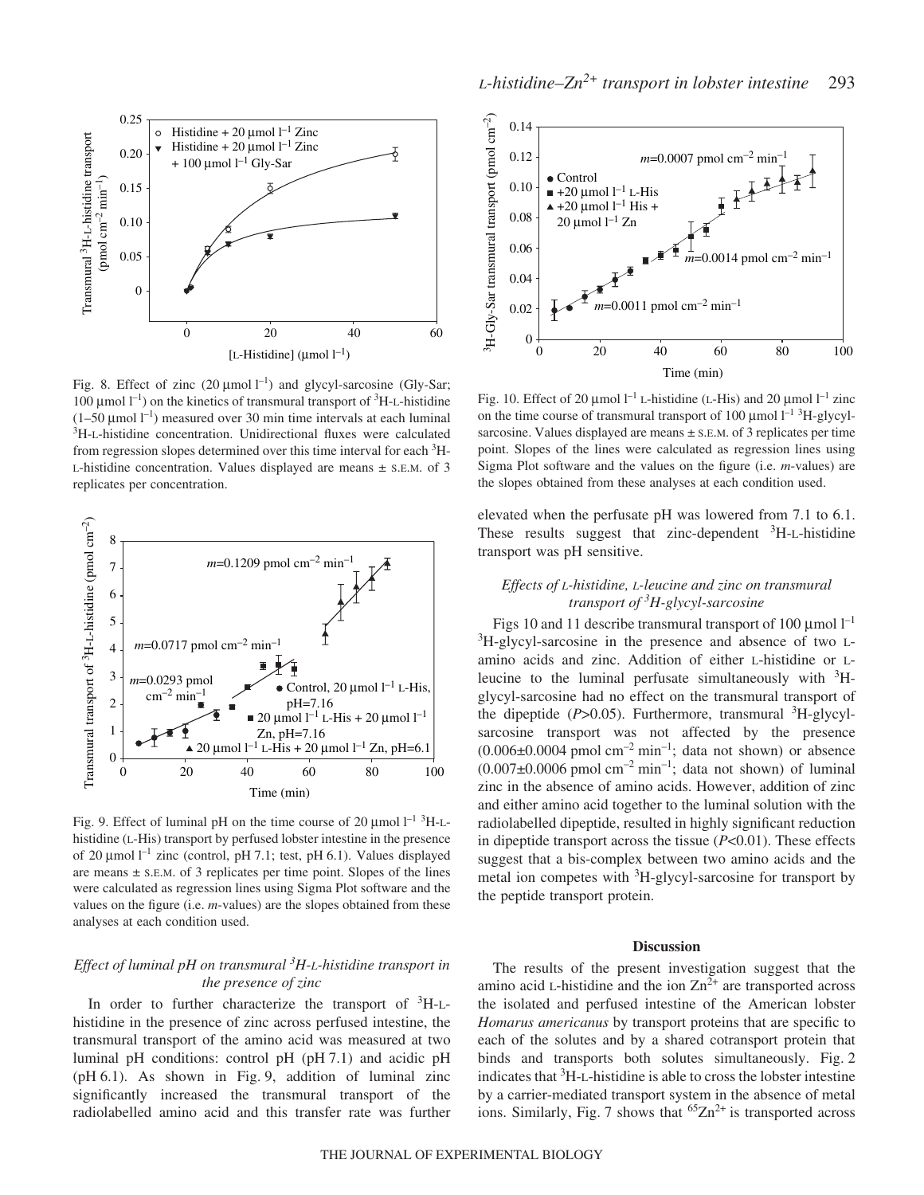Fig. 8. Effect of zinc (20 µmol $l^{-1}$) and glycyl-sarcosine (Gly-Sar; 100 µmol $l^{-1}$) on the kinetics of transmural transport of $^{3}$H-L-histidine (1–50 µmol $l^{-1}$) measured over 30 min time intervals at each luminal $^{3}$H-L-histidine concentration. Unidirectional fluxes were calculated from regression slopes determined over this time interval for each $^{3}$H-L-histidine concentration. Values displayed are means ± S.E.M. of 3 replicates per concentration.

Fig. 9. Effect of luminal pH on the time course of 20 µmol $l^{-1}$ $^{3}$H-L-histidine (L-His) transport by perfused lobster intestine in the presence of 20 µmol $l^{-1}$ zinc (control, pH 7.1; test, pH 6.1). Values displayed are means ± S.E.M. of 3 replicates per time point. Slopes of the lines were calculated as regression lines using Sigma Plot software and the values on the figure (i.e. *m*-values) are the slopes obtained from these analyses at each condition used.

### *Effect of luminal pH on transmural $^{3}$H-L-histidine transport in the presence of zinc*

In order to further characterize the transport of $^{3}$H-L-histidine in the presence of zinc across perfused intestine, the transmural transport of the amino acid was measured at two luminal pH conditions: control pH (pH 7.1) and acidic pH (pH 6.1). As shown in Fig. 9, addition of luminal zinc significantly increased the transmural transport of the radiolabelled amino acid and this transfer rate was further elevated when the perfusate pH was lowered from 7.1 to 6.1. These results suggest that zinc-dependent $^{3}$H-L-histidine transport was pH sensitive.

Fig. 10. Effect of 20 µmol $l^{-1}$ L-histidine (L-His) and 20 µmol $l^{-1}$ zinc on the time course of transmural transport of 100 µmol $l^{-1}$ $^{3}$H-glycyl-sarcosine. Values displayed are means ± S.E.M. of 3 replicates per time point. Slopes of the lines were calculated as regression lines using Sigma Plot software and the values on the figure (i.e. *m*-values) are the slopes obtained from these analyses at each condition used.

### *Effects of L-histidine, L-leucine and zinc on transmural transport of $^{3}$H-glycyl-sarcosine*

Figs 10 and 11 describe transmural transport of 100 µmol $l^{-1}$ $^{3}$H-glycyl-sarcosine in the presence and absence of two L-amino acids and zinc. Addition of either L-histidine or L-leucine to the luminal perfusate simultaneously with $^{3}$H-glycyl-sarcosine had no effect on the transmural transport of the dipeptide ($P$>0.05). Furthermore, transmural $^{3}$H-glycyl-sarcosine transport was not affected by the presence (0.006±0.0004 pmol $cm^{-2}$ $min^{-1}$; data not shown) or absence (0.007±0.0006 pmol $cm^{-2}$ $min^{-1}$; data not shown) of luminal zinc in the absence of amino acids. However, addition of zinc and either amino acid together to the luminal solution with the radiolabelled dipeptide, resulted in highly significant reduction in dipeptide transport across the tissue ($P$<0.01). These effects suggest that a bis-complex between two amino acids and the metal ion competes with $^{3}$H-glycyl-sarcosine for transport by the peptide transport protein.

## Discussion

The results of the present investigation suggest that the amino acid L-histidine and the ion $Zn^{2+}$ are transported across the isolated and perfused intestine of the American lobster *Homarus americanus* by transport proteins that are specific to each of the solutes and by a shared cotransport protein that binds and transports both solutes simultaneously. Fig. 2 indicates that $^{3}$H-L-histidine is able to cross the lobster intestine by a carrier-mediated transport system in the absence of metal ions. Similarly, Fig. 7 shows that $^{65}Zn^{2+}$ is transported across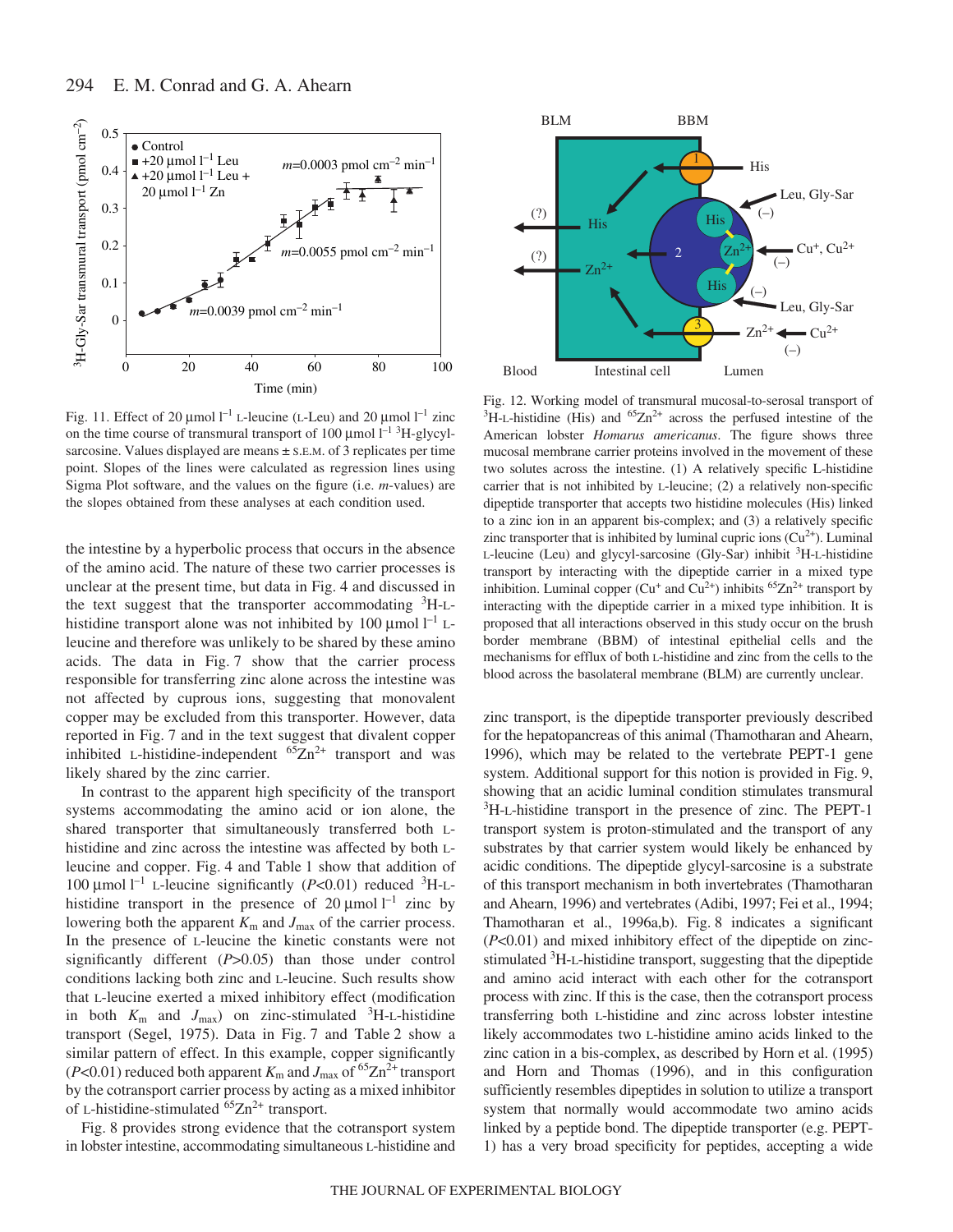Fig. 11. Effect of 20 µmol $l^{-1}$ L-leucine (L-Leu) and 20 µmol $l^{-1}$ zinc on the time course of transmural transport of 100 µmol $l^{-1}$ $^{3}$H-glycylsarcosine. Values displayed are means ± S.E.M. of 3 replicates per time point. Slopes of the lines were calculated as regression lines using Sigma Plot software, and the values on the figure (i.e. *m*-values) are the slopes obtained from these analyses at each condition used.

Fig. 12. Working model of transmural mucosal-to-serosal transport of $^{3}$H-L-histidine (His) and $^{65}Zn^{2+}$ across the perfused intestine of the American lobster *Homarus americanus*. The figure shows three mucosal membrane carrier proteins involved in the movement of these two solutes across the intestine. (1) A relatively specific L-histidine carrier that is not inhibited by L-leucine; (2) a relatively non-specific dipeptide transporter that accepts two histidine molecules (His) linked to a zinc ion in an apparent bis-complex; and (3) a relatively specific zinc transporter that is inhibited by luminal cupric ions ($Cu^{2+}$). Luminal L-leucine (Leu) and glycyl-sarcosine (Gly-Sar) inhibit $^{3}$H-L-histidine transport by interacting with the dipeptide carrier in a mixed type inhibition. Luminal copper ($Cu^{+}$ and $Cu^{2+}$) inhibits $^{65}Zn^{2+}$ transport by interacting with the dipeptide carrier in a mixed type inhibition. It is proposed that all interactions observed in this study occur on the brush border membrane (BBM) of intestinal epithelial cells and the mechanisms for efflux of both L-histidine and zinc from the cells to the blood across the basolateral membrane (BLM) are currently unclear.

the intestine by a hyperbolic process that occurs in the absence of the amino acid. The nature of these two carrier processes is unclear at the present time, but data in Fig. 4 and discussed in the text suggest that the transporter accommodating $^{3}$H-L-histidine transport alone was not inhibited by 100 µmol $l^{-1}$ L-leucine and therefore was unlikely to be shared by these amino acids. The data in Fig. 7 show that the carrier process responsible for transferring zinc alone across the intestine was not affected by cuprous ions, suggesting that monovalent copper may be excluded from this transporter. However, data reported in Fig. 7 and in the text suggest that divalent copper inhibited L-histidine-independent $^{65}Zn^{2+}$ transport and was likely shared by the zinc carrier.

In contrast to the apparent high specificity of the transport systems accommodating the amino acid or ion alone, the shared transporter that simultaneously transferred both L-histidine and zinc across the intestine was affected by both L-leucine and copper. Fig. 4 and Table 1 show that addition of 100 µmol $l^{-1}$ L-leucine significantly ($P$<0.01) reduced $^{3}$H-L-histidine transport in the presence of 20 µmol $l^{-1}$ zinc by lowering both the apparent $K_m$ and $J_{max}$ of the carrier process. In the presence of L-leucine the kinetic constants were not significantly different ($P$>0.05) than those under control conditions lacking both zinc and L-leucine. Such results show that L-leucine exerted a mixed inhibitory effect (modification in both $K_m$ and $J_{max}$) on zinc-stimulated $^{3}$H-L-histidine transport (Segel, 1975). Data in Fig. 7 and Table 2 show a similar pattern of effect. In this example, copper significantly ($P$<0.01) reduced both apparent $K_m$ and $J_{max}$ of $^{65}Zn^{2+}$ transport by the cotransport carrier process by acting as a mixed inhibitor of L-histidine-stimulated $^{65}Zn^{2+}$ transport.

Fig. 8 provides strong evidence that the cotransport system in lobster intestine, accommodating simultaneous L-histidine and zinc transport, is the dipeptide transporter previously described for the hepatopancreas of this animal (Thamotharan and Ahearn, 1996), which may be related to the vertebrate PEPT-1 gene system. Additional support for this notion is provided in Fig. 9, showing that an acidic luminal condition stimulates transmural $^{3}$H-L-histidine transport in the presence of zinc. The PEPT-1 transport system is proton-stimulated and the transport of any substrates by that carrier system would likely be enhanced by acidic conditions. The dipeptide glycyl-sarcosine is a substrate of this transport mechanism in both invertebrates (Thamotharan and Ahearn, 1996) and vertebrates (Adibi, 1997; Fei et al., 1994; Thamotharan et al., 1996a,b). Fig. 8 indicates a significant ($P$<0.01) and mixed inhibitory effect of the dipeptide on zinc-stimulated $^{3}$H-L-histidine transport, suggesting that the dipeptide and amino acid interact with each other for the cotransport process with zinc. If this is the case, then the cotransport process transferring both L-histidine and zinc across lobster intestine likely accommodates two L-histidine amino acids linked to the zinc cation in a bis-complex, as described by Horn et al. (1995) and Horn and Thomas (1996), and in this configuration sufficiently resembles dipeptides in solution to utilize a transport system that normally would accommodate two amino acids linked by a peptide bond. The dipeptide transporter (e.g. PEPT-1) has a very broad specificity for peptides, accepting a wide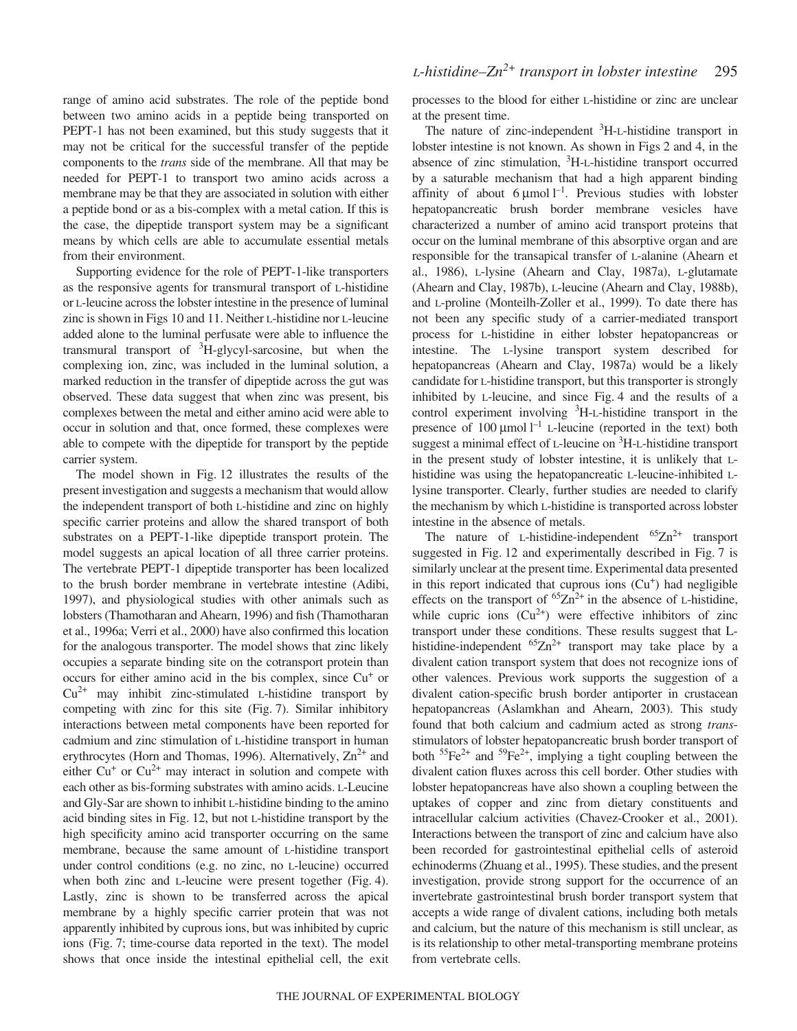range of amino acid substrates. The role of the peptide bond between two amino acids in a peptide being transported on PEPT-1 has not been examined, but this study suggests that it may not be critical for the successful transfer of the peptide components to the *trans* side of the membrane. All that may be needed for PEPT-1 to transport two amino acids across a membrane may be that they are associated in solution with either a peptide bond or as a bis-complex with a metal cation. If this is the case, the dipeptide transport system may be a significant means by which cells are able to accumulate essential metals from their environment.

Supporting evidence for the role of PEPT-1-like transporters as the responsive agents for transmural transport of L-histidine or L-leucine across the lobster intestine in the presence of luminal zinc is shown in Figs 10 and 11. Neither L-histidine nor L-leucine added alone to the luminal perfusate were able to influence the transmural transport of $^{3}$H-glycyl-sarcosine, but when the complexing ion, zinc, was included in the luminal solution, a marked reduction in the transfer of dipeptide across the gut was observed. These data suggest that when zinc was present, bis complexes between the metal and either amino acid were able to occur in solution and that, once formed, these complexes were able to compete with the dipeptide for transport by the peptide carrier system.

The model shown in Fig. 12 illustrates the results of the present investigation and suggests a mechanism that would allow the independent transport of both L-histidine and zinc on highly specific carrier proteins and allow the shared transport of both substrates on a PEPT-1-like dipeptide transport protein. The model suggests an apical location of all three carrier proteins. The vertebrate PEPT-1 dipeptide transporter has been localized to the brush border membrane in vertebrate intestine (Adibi, 1997), and physiological studies with other animals such as lobsters (Thamotharan and Ahearn, 1996) and fish (Thamotharan et al., 1996a; Verri et al., 2000) have also confirmed this location for the analogous transporter. The model shows that zinc likely occupies a separate binding site on the cotransport protein than occurs for either amino acid in the bis complex, since $Cu^{+}$ or $Cu^{2+}$ may inhibit zinc-stimulated L-histidine transport by competing with zinc for this site (Fig. 7). Similar inhibitory interactions between metal components have been reported for cadmium and zinc stimulation of L-histidine transport in human erythrocytes (Horn and Thomas, 1996). Alternatively, $Zn^{2+}$ and either $Cu^{+}$ or $Cu^{2+}$ may interact in solution and compete with each other as bis-forming substrates with amino acids. L-Leucine and Gly-Sar are shown to inhibit L-histidine binding to the amino acid binding sites in Fig. 12, but not L-histidine transport by the high specificity amino acid transporter occurring on the same membrane, because the same amount of L-histidine transport under control conditions (e.g. no zinc, no L-leucine) occurred when both zinc and L-leucine were present together (Fig. 4). Lastly, zinc is shown to be transferred across the apical membrane by a highly specific carrier protein that was not apparently inhibited by cuprous ions, but was inhibited by cupric ions (Fig. 7; time-course data reported in the text). The model shows that once inside the intestinal epithelial cell, the exit processes to the blood for either L-histidine or zinc are unclear at the present time.

The nature of zinc-independent $^{3}$H-L-histidine transport in lobster intestine is not known. As shown in Figs 2 and 4, in the absence of zinc stimulation, $^{3}$H-L-histidine transport occurred by a saturable mechanism that had a high apparent binding affinity of about 6 μmol $l^{-1}$. Previous studies with lobster hepatopancreatic brush border membrane vesicles have characterized a number of amino acid transport proteins that occur on the luminal membrane of this absorptive organ and are responsible for the transapical transfer of L-alanine (Ahearn et al., 1986), L-lysine (Ahearn and Clay, 1987a), L-glutamate (Ahearn and Clay, 1987b), L-leucine (Ahearn and Clay, 1988b), and L-proline (Monteilh-Zoller et al., 1999). To date there has not been any specific study of a carrier-mediated transport process for L-histidine in either lobster hepatopancreas or intestine. The L-lysine transport system described for hepatopancreas (Ahearn and Clay, 1987a) would be a likely candidate for L-histidine transport, but this transporter is strongly inhibited by L-leucine, and since Fig. 4 and the results of a control experiment involving $^{3}$H-L-histidine transport in the presence of 100 μmol $l^{-1}$ L-leucine (reported in the text) both suggest a minimal effect of L-leucine on $^{3}$H-L-histidine transport in the present study of lobster intestine, it is unlikely that L-histidine was using the hepatopancreatic L-leucine-inhibited L-lysine transporter. Clearly, further studies are needed to clarify the mechanism by which L-histidine is transported across lobster intestine in the absence of metals.

The nature of L-histidine-independent $^{65}Zn^{2+}$ transport suggested in Fig. 12 and experimentally described in Fig. 7 is similarly unclear at the present time. Experimental data presented in this report indicated that cuprous ions ($Cu^{+}$) had negligible effects on the transport of $^{65}Zn^{2+}$ in the absence of L-histidine, while cupric ions ($Cu^{2+}$) were effective inhibitors of zinc transport under these conditions. These results suggest that L-histidine-independent $^{65}Zn^{2+}$ transport may take place by a divalent cation transport system that does not recognize ions of other valences. Previous work supports the suggestion of a divalent cation-specific brush border antiporter in crustacean hepatopancreas (Aslamkhan and Ahearn, 2003). This study found that both calcium and cadmium acted as strong *trans*-stimulators of lobster hepatopancreatic brush border transport of both $^{55}Fe^{2+}$ and $^{59}Fe^{2+}$, implying a tight coupling between the divalent cation fluxes across this cell border. Other studies with lobster hepatopancreas have also shown a coupling between the uptakes of copper and zinc from dietary constituents and intracellular calcium activities (Chavez-Crooker et al., 2001). Interactions between the transport of zinc and calcium have also been recorded for gastrointestinal epithelial cells of asteroid echinoderms (Zhuang et al., 1995). These studies, and the present investigation, provide strong support for the occurrence of an invertebrate gastrointestinal brush border transport system that accepts a wide range of divalent cations, including both metals and calcium, but the nature of this mechanism is still unclear, as is its relationship to other metal-transporting membrane proteins from vertebrate cells.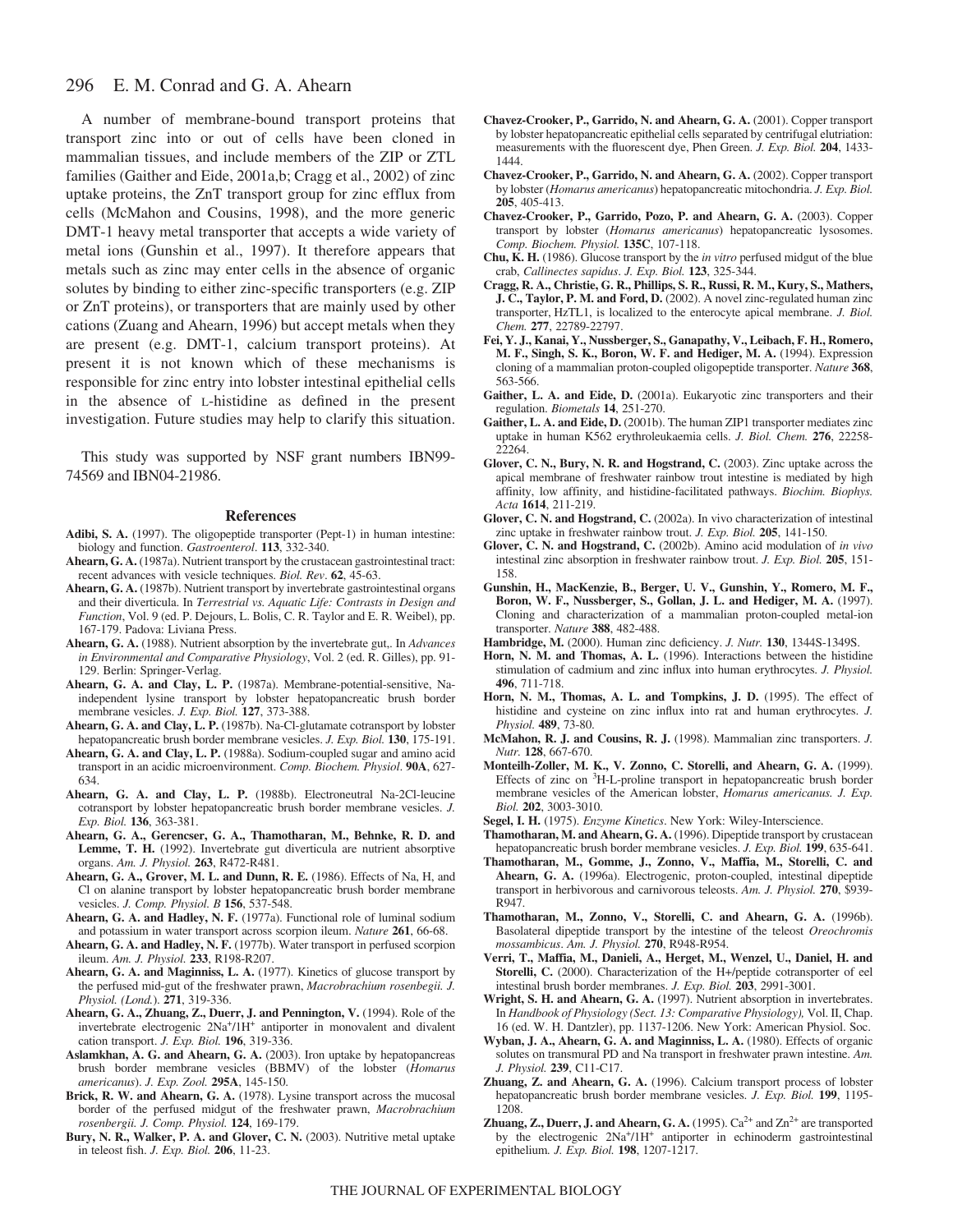A number of membrane-bound transport proteins that transport zinc into or out of cells have been cloned in mammalian tissues, and include members of the ZIP or ZTL families (Gaither and Eide, 2001a,b; Cragg et al., 2002) of zinc uptake proteins, the ZnT transport group for zinc efflux from cells (McMahon and Cousins, 1998), and the more generic DMT-1 heavy metal transporter that accepts a wide variety of metal ions (Gunshin et al., 1997). It therefore appears that metals such as zinc may enter cells in the absence of organic solutes by binding to either zinc-specific transporters (e.g. ZIP or ZnT proteins), or transporters that are mainly used by other cations (Zuang and Ahearn, 1996) but accept metals when they are present (e.g. DMT-1, calcium transport proteins). At present it is not known which of these mechanisms is responsible for zinc entry into lobster intestinal epithelial cells in the absence of L-histidine as defined in the present investigation. Future studies may help to clarify this situation.

This study was supported by NSF grant numbers IBN99-74569 and IBN04-21986.

## References

**Adibi, S. A.** (1997). The oligopeptide transporter (Pept-1) in human intestine: biology and function. *Gastroenterol.* **113**, 332-340.

**Ahearn, G. A.** (1987a). Nutrient transport by the crustacean gastrointestinal tract: recent advances with vesicle techniques. *Biol. Rev*. **62**, 45-63.

**Ahearn, G. A.** (1987b). Nutrient transport by invertebrate gastrointestinal organs and their diverticula. In *Terrestrial vs. Aquatic Life: Contrasts in Design and Function*, Vol. 9 (ed. P. Dejours, L. Bolis, C. R. Taylor and E. R. Weibel), pp. 167-179. Padova: Liviana Press.

**Ahearn, G. A.** (1988). Nutrient absorption by the invertebrate gut,. In *Advances in Environmental and Comparative Physiology*, Vol. 2 (ed. R. Gilles), pp. 91-129. Berlin: Springer-Verlag.

**Ahearn, G. A. and Clay, L. P.** (1987a). Membrane-potential-sensitive, Na-independent lysine transport by lobster hepatopancreatic brush border membrane vesicles. *J. Exp. Biol.* **127**, 373-388.

**Ahearn, G. A. and Clay, L. P.** (1987b). Na-Cl-glutamate cotransport by lobster hepatopancreatic brush border membrane vesicles. *J. Exp. Biol.* **130**, 175-191.

**Ahearn, G. A. and Clay, L. P.** (1988a). Sodium-coupled sugar and amino acid transport in an acidic microenvironment. *Comp. Biochem. Physiol*. **90A**, 627-634.

**Ahearn, G. A. and Clay, L. P.** (1988b). Electroneutral Na-2Cl-leucine cotransport by lobster hepatopancreatic brush border membrane vesicles. *J. Exp. Biol.* **136**, 363-381.

**Ahearn, G. A., Gerencser, G. A., Thamotharan, M., Behnke, R. D. and Lemme, T. H.** (1992). Invertebrate gut diverticula are nutrient absorptive organs. *Am. J. Physiol.* **263**, R472-R481.

**Ahearn, G. A., Grover, M. L. and Dunn, R. E.** (1986). Effects of Na, H, and Cl on alanine transport by lobster hepatopancreatic brush border membrane vesicles. *J. Comp. Physiol. B* **156**, 537-548.

**Ahearn, G. A. and Hadley, N. F.** (1977a). Functional role of luminal sodium and potassium in water transport across scorpion ileum. *Nature* **261**, 66-68.

**Ahearn, G. A. and Hadley, N. F.** (1977b). Water transport in perfused scorpion ileum. *Am. J. Physiol.* **233**, R198-R207.

**Ahearn, G. A. and Maginniss, L. A.** (1977). Kinetics of glucose transport by the perfused mid-gut of the freshwater prawn, *Macrobrachium rosenbegii. J. Physiol. (Lond.*). **271**, 319-336.

**Ahearn, G. A., Zhuang, Z., Duerr, J. and Pennington, V.** (1994). Role of the invertebrate electrogenic $2Na^+/1H^+$ antiporter in monovalent and divalent cation transport. *J. Exp. Biol.* **196**, 319-336.

**Aslamkhan, A. G. and Ahearn, G. A.** (2003). Iron uptake by hepatopancreas brush border membrane vesicles (BBMV) of the lobster (*Homarus americanus*). *J. Exp. Zool.* **295A**, 145-150.

**Brick, R. W. and Ahearn, G. A.** (1978). Lysine transport across the mucosal border of the perfused midgut of the freshwater prawn, *Macrobrachium rosenbergii. J. Comp. Physiol.* **124**, 169-179.

**Bury, N. R., Walker, P. A. and Glover, C. N.** (2003). Nutritive metal uptake in teleost fish. *J. Exp. Biol.* **206**, 11-23.

**Chavez-Crooker, P., Garrido, N. and Ahearn, G. A.** (2001). Copper transport by lobster hepatopancreatic epithelial cells separated by centrifugal elutriation: measurements with the fluorescent dye, Phen Green. *J. Exp. Biol.* **204**, 1433-1444.

**Chavez-Crooker, P., Garrido, N. and Ahearn, G. A.** (2002). Copper transport by lobster (*Homarus americanus*) hepatopancreatic mitochondria. *J. Exp. Biol.* **205**, 405-413.

**Chavez-Crooker, P., Garrido, Pozo, P. and Ahearn, G. A.** (2003). Copper transport by lobster (*Homarus americanus*) hepatopancreatic lysosomes. *Comp. Biochem. Physiol.* **135C**, 107-118.

**Chu, K. H.** (1986). Glucose transport by the *in vitro* perfused midgut of the blue crab, *Callinectes sapidus*. *J. Exp. Biol.* **123**, 325-344.

**Cragg, R. A., Christie, G. R., Phillips, S. R., Russi, R. M., Kury, S., Mathers, J. C., Taylor, P. M. and Ford, D.** (2002). A novel zinc-regulated human zinc transporter, HzTL1, is localized to the enterocyte apical membrane. *J. Biol. Chem.* **277**, 22789-22797.

**Fei, Y. J., Kanai, Y., Nussberger, S., Ganapathy, V., Leibach, F. H., Romero, M. F., Singh, S. K., Boron, W. F. and Hediger, M. A.** (1994). Expression cloning of a mammalian proton-coupled oligopeptide transporter. *Nature* **368**, 563-566.

**Gaither, L. A. and Eide, D.** (2001a). Eukaryotic zinc transporters and their regulation. *Biometals* **14**, 251-270.

**Gaither, L. A. and Eide, D.** (2001b). The human ZIP1 transporter mediates zinc uptake in human K562 erythroleukaemia cells. *J. Biol. Chem.* **276**, 22258-22264.

**Glover, C. N., Bury, N. R. and Hogstrand, C.** (2003). Zinc uptake across the apical membrane of freshwater rainbow trout intestine is mediated by high affinity, low affinity, and histidine-facilitated pathways. *Biochim. Biophys. Acta* **1614**, 211-219.

**Glover, C. N. and Hogstrand, C.** (2002a). In vivo characterization of intestinal zinc uptake in freshwater rainbow trout. *J. Exp. Biol.* **205**, 141-150.

**Glover, C. N. and Hogstrand, C.** (2002b). Amino acid modulation of *in vivo* intestinal zinc absorption in freshwater rainbow trout. *J. Exp. Biol.* **205**, 151-158.

**Gunshin, H., MacKenzie, B., Berger, U. V., Gunshin, Y., Romero, M. F., Boron, W. F., Nussberger, S., Gollan, J. L. and Hediger, M. A.** (1997). Cloning and characterization of a mammalian proton-coupled metal-ion transporter. *Nature* **388**, 482-488.

**Hambridge, M.** (2000). Human zinc deficiency. *J. Nutr.* **130**, 1344S-1349S.

**Horn, N. M. and Thomas, A. L.** (1996). Interactions between the histidine stimulation of cadmium and zinc influx into human erythrocytes. *J. Physiol.* **496**, 711-718.

**Horn, N. M., Thomas, A. L. and Tompkins, J. D.** (1995). The effect of histidine and cysteine on zinc influx into rat and human erythrocytes. *J. Physiol.* **489**, 73-80.

**McMahon, R. J. and Cousins, R. J.** (1998). Mammalian zinc transporters. *J. Nutr.* **128**, 667-670.

**Monteilh-Zoller, M. K., V. Zonno, C. Storelli, and Ahearn, G. A.** (1999). Effects of zinc on $^3$H-L-proline transport in hepatopancreatic brush border membrane vesicles of the American lobster, *Homarus americanus. J. Exp. Biol.* **202**, 3003-3010.

**Segel, I. H.** (1975). *Enzyme Kinetics*. New York: Wiley-Interscience.

**Thamotharan, M. and Ahearn, G. A.** (1996). Dipeptide transport by crustacean hepatopancreatic brush border membrane vesicles. *J. Exp. Biol.* **199**, 635-641.

**Thamotharan, M., Gomme, J., Zonno, V., Maffia, M., Storelli, C. and Ahearn, G. A.** (1996a). Electrogenic, proton-coupled, intestinal dipeptide transport in herbivorous and carnivorous teleosts. *Am. J. Physiol.* **270**, $939-R947.

**Thamotharan, M., Zonno, V., Storelli, C. and Ahearn, G. A.** (1996b). Basolateral dipeptide transport by the intestine of the teleost *Oreochromis mossambicus*. *Am. J. Physiol.* **270**, R948-R954.

**Verri, T., Maffia, M., Danieli, A., Herget, M., Wenzel, U., Daniel, H. and Storelli, C.** (2000). Characterization of the H+/peptide cotransporter of eel intestinal brush border membranes. *J. Exp. Biol.* **203**, 2991-3001.

**Wright, S. H. and Ahearn, G. A.** (1997). Nutrient absorption in invertebrates. In *Handbook of Physiology (Sect. 13: Comparative Physiology),* Vol. II, Chap. 16 (ed. W. H. Dantzler), pp. 1137-1206. New York: American Physiol. Soc.

**Wyban, J. A., Ahearn, G. A. and Maginniss, L. A.** (1980). Effects of organic solutes on transmural PD and Na transport in freshwater prawn intestine. *Am. J. Physiol.* **239**, C11-C17.

**Zhuang, Z. and Ahearn, G. A.** (1996). Calcium transport process of lobster hepatopancreatic brush border membrane vesicles. *J. Exp. Biol.* **199**, 1195-1208.

**Zhuang, Z., Duerr, J. and Ahearn, G. A.** (1995). $Ca^{2+}$ and $Zn^{2+}$ are transported by the electrogenic $2Na^+/1H^+$ antiporter in echinoderm gastrointestinal epithelium. *J. Exp. Biol.* **198**, 1207-1217.